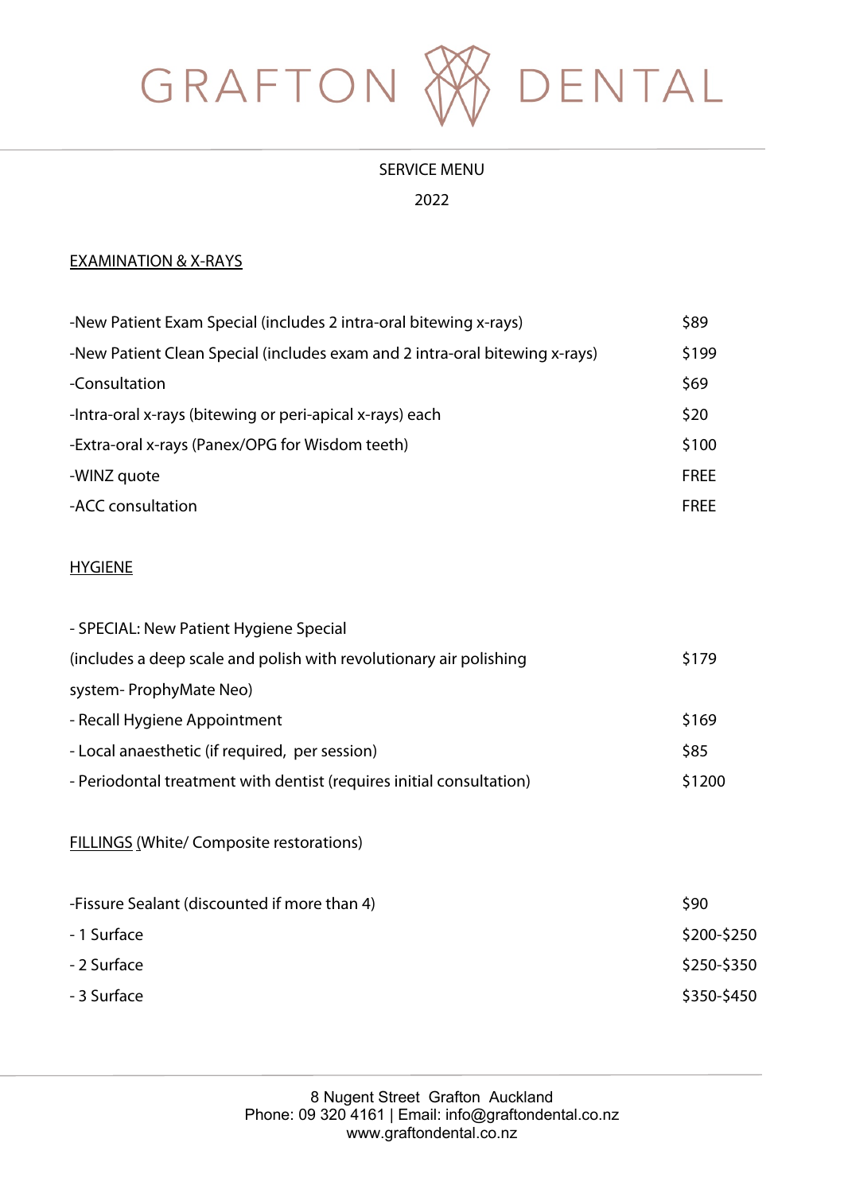# GRAFTON DENTAL

SERVICE MENU

2022

## EXAMINATION & X-RAYS

| Service | Price |
| --- | --- |
| -New Patient Exam Special (includes 2 intra-oral bitewing x-rays) | $89 |
| -New Patient Clean Special (includes exam and 2 intra-oral bitewing x-rays) | $199 |
| -Consultation | $69 |
| -Intra-oral x-rays (bitewing or peri-apical x-rays) each | $20 |
| -Extra-oral x-rays (Panex/OPG for Wisdom teeth) | $100 |
| -WINZ quote | FREE |
| -ACC consultation | FREE |

## HYGIENE

| Service | Price |
| --- | --- |
| - SPECIAL: New Patient Hygiene Special (includes a deep scale and polish with revolutionary air polishing system- ProphyMate Neo) | $179 |
| - Recall Hygiene Appointment | $169 |
| - Local anaesthetic (if required, per session) | $85 |
| - Periodontal treatment with dentist (requires initial consultation) | $1200 |

## FILLINGS (White/ Composite restorations)

| Service | Price |
| --- | --- |
| -Fissure Sealant (discounted if more than 4) | $90 |
| - 1 Surface | $200-$250 |
| - 2 Surface | $250-$350 |
| - 3 Surface | $350-$450 |

8 Nugent Street Grafton Auckland
Phone: 09 320 4161 | Email: info@graftondental.co.nz
www.graftondental.co.nz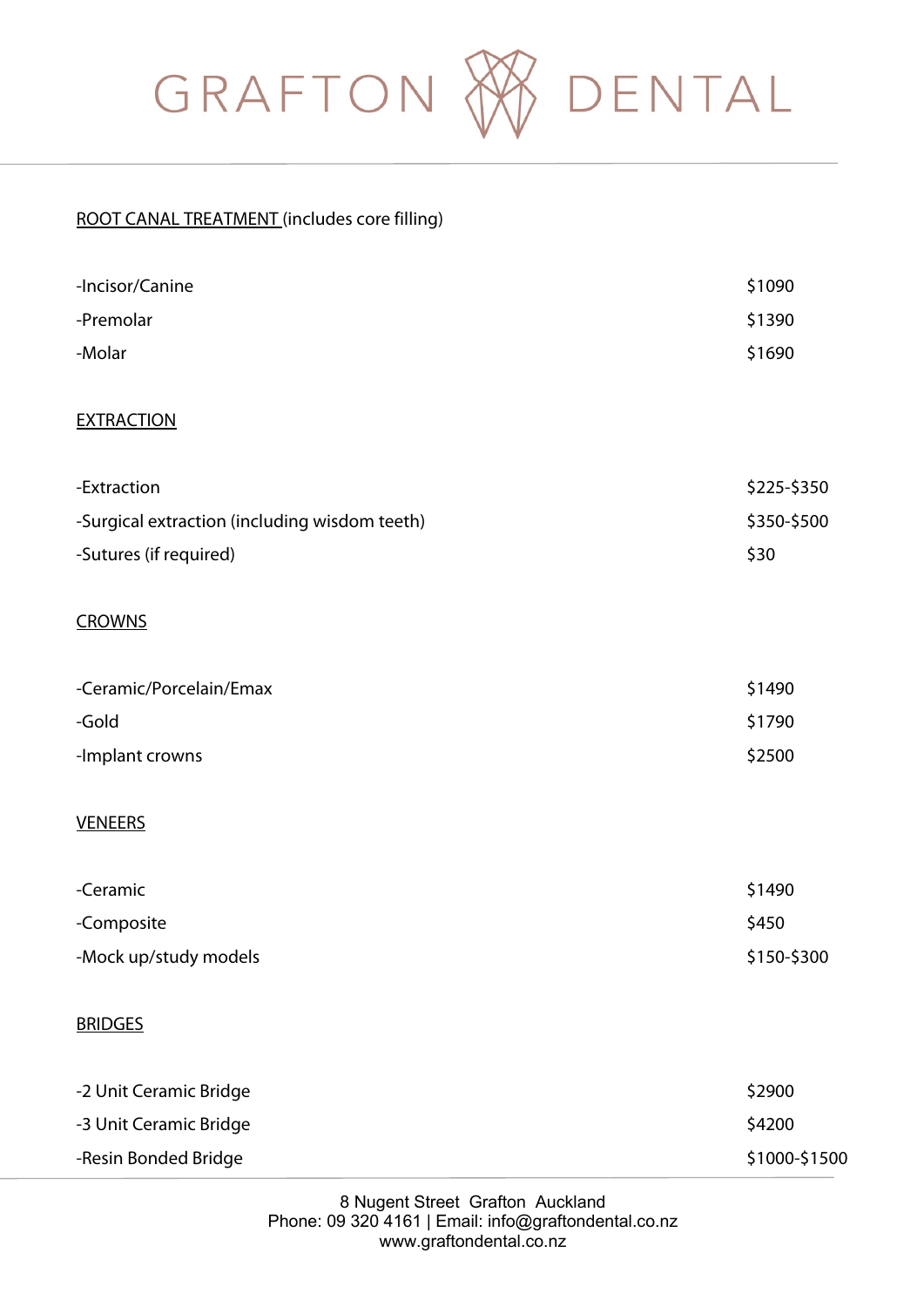# GRAFTON DENTAL

**ROOT CANAL TREATMENT** (includes core filling)

| | |
|---|---|
| -Incisor/Canine | $1090 |
| -Premolar | $1390 |
| -Molar | $1690 |

**EXTRACTION**

| | |
|---|---|
| -Extraction | $225-$350 |
| -Surgical extraction (including wisdom teeth) | $350-$500 |
| -Sutures (if required) | $30 |

**CROWNS**

| | |
|---|---|
| -Ceramic/Porcelain/Emax | $1490 |
| -Gold | $1790 |
| -Implant crowns | $2500 |

**VENEERS**

| | |
|---|---|
| -Ceramic | $1490 |
| -Composite | $450 |
| -Mock up/study models | $150-$300 |

**BRIDGES**

| | |
|---|---|
| -2 Unit Ceramic Bridge | $2900 |
| -3 Unit Ceramic Bridge | $4200 |
| -Resin Bonded Bridge | $1000-$1500 |

8 Nugent Street Grafton Auckland
Phone: 09 320 4161 | Email: info@graftondental.co.nz
www.graftondental.co.nz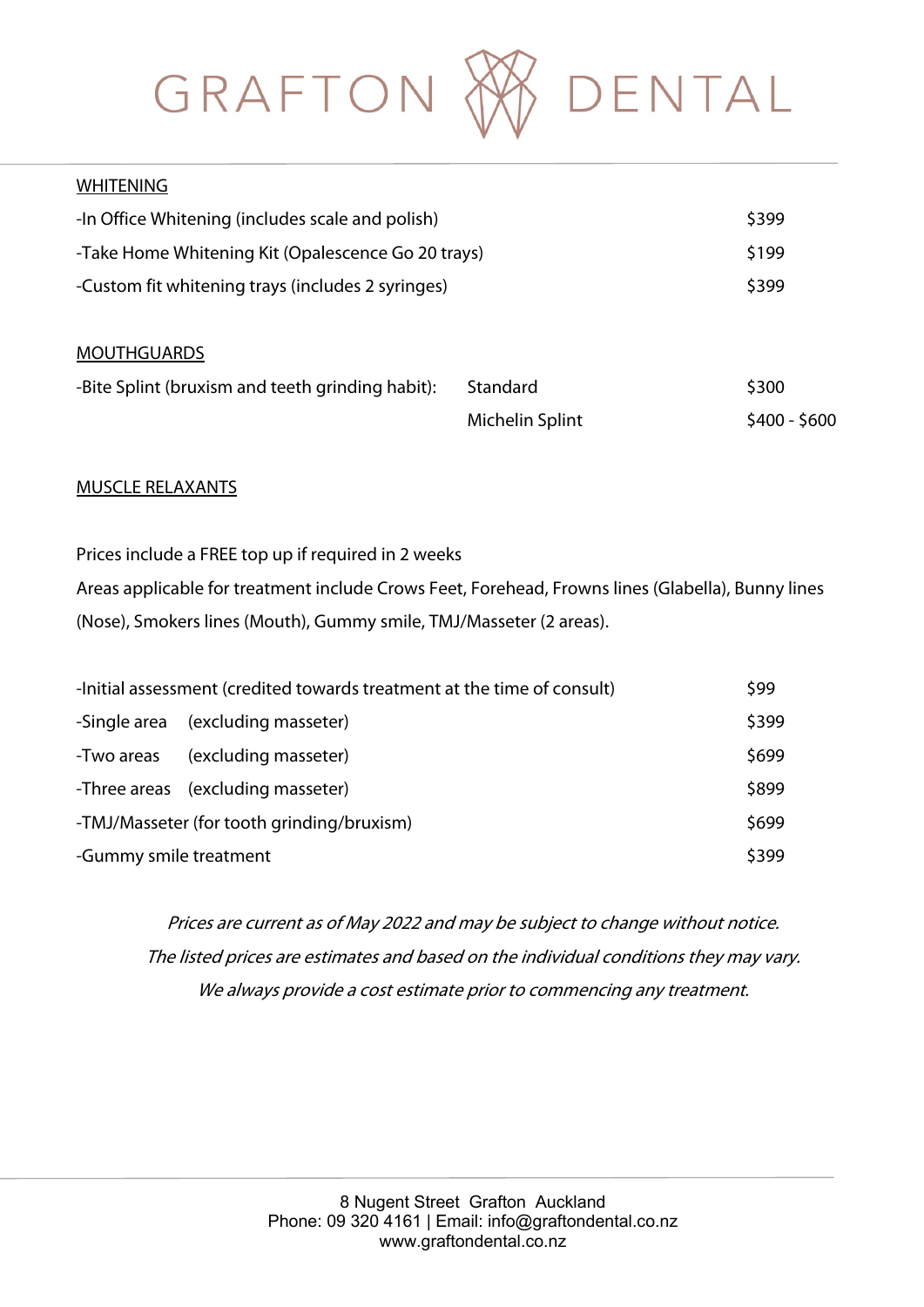# GRAFTON DENTAL

## WHITENING

| | |
|---|---|
| -In Office Whitening (includes scale and polish) | $399 |
| -Take Home Whitening Kit (Opalescence Go 20 trays) | $199 |
| -Custom fit whitening trays (includes 2 syringes) | $399 |

## MOUTHGUARDS

| | | |
|---|---|---|
| -Bite Splint (bruxism and teeth grinding habit): | Standard | $300 |
| | Michelin Splint | $400 - $600 |

## MUSCLE RELAXANTS

Prices include a FREE top up if required in 2 weeks

Areas applicable for treatment include Crows Feet, Forehead, Frowns lines (Glabella), Bunny lines (Nose), Smokers lines (Mouth), Gummy smile, TMJ/Masseter (2 areas).

| | | |
|---|---|---|
| -Initial assessment (credited towards treatment at the time of consult) | | $99 |
| -Single area | (excluding masseter) | $399 |
| -Two areas | (excluding masseter) | $699 |
| -Three areas | (excluding masseter) | $899 |
| -TMJ/Masseter (for tooth grinding/bruxism) | | $699 |
| -Gummy smile treatment | | $399 |

*Prices are current as of May 2022 and may be subject to change without notice.*
*The listed prices are estimates and based on the individual conditions they may vary.*
*We always provide a cost estimate prior to commencing any treatment.*

8 Nugent Street Grafton Auckland
Phone: 09 320 4161 | Email: info@graftondental.co.nz
www.graftondental.co.nz